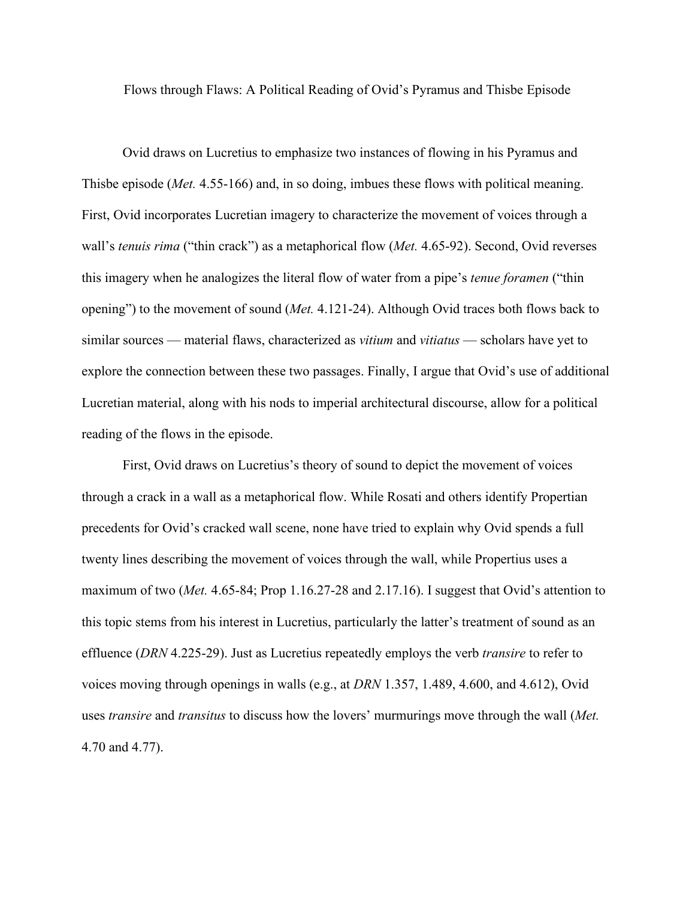# Flows through Flaws: A Political Reading of Ovid's Pyramus and Thisbe Episode

Ovid draws on Lucretius to emphasize two instances of flowing in his Pyramus and Thisbe episode (*Met.* 4.55-166) and, in so doing, imbues these flows with political meaning. First, Ovid incorporates Lucretian imagery to characterize the movement of voices through a wall's *tenuis rima* ("thin crack") as a metaphorical flow (*Met.* 4.65-92). Second, Ovid reverses this imagery when he analogizes the literal flow of water from a pipe's *tenue foramen* ("thin opening") to the movement of sound (*Met.* 4.121-24). Although Ovid traces both flows back to similar sources — material flaws, characterized as *vitium* and *vitiatus* — scholars have yet to explore the connection between these two passages. Finally, I argue that Ovid's use of additional Lucretian material, along with his nods to imperial architectural discourse, allow for a political reading of the flows in the episode.

First, Ovid draws on Lucretius's theory of sound to depict the movement of voices through a crack in a wall as a metaphorical flow. While Rosati and others identify Propertian precedents for Ovid's cracked wall scene, none have tried to explain why Ovid spends a full twenty lines describing the movement of voices through the wall, while Propertius uses a maximum of two (*Met.* 4.65-84; Prop 1.16.27-28 and 2.17.16). I suggest that Ovid's attention to this topic stems from his interest in Lucretius, particularly the latter's treatment of sound as an effluence (*DRN* 4.225-29). Just as Lucretius repeatedly employs the verb *transire* to refer to voices moving through openings in walls (e.g., at *DRN* 1.357, 1.489, 4.600, and 4.612), Ovid uses *transire* and *transitus* to discuss how the lovers' murmurings move through the wall (*Met.* 4.70 and 4.77).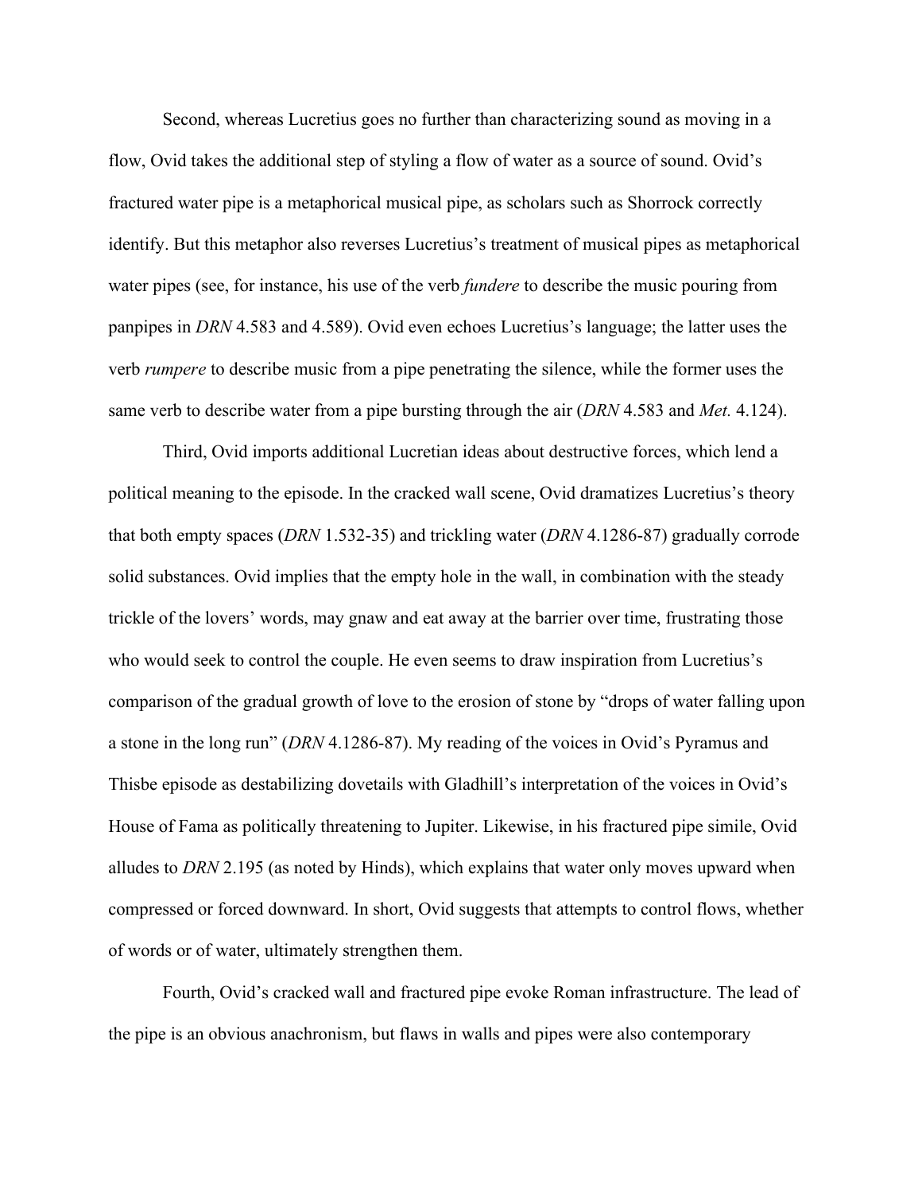Second, whereas Lucretius goes no further than characterizing sound as moving in a flow, Ovid takes the additional step of styling a flow of water as a source of sound. Ovid's fractured water pipe is a metaphorical musical pipe, as scholars such as Shorrock correctly identify. But this metaphor also reverses Lucretius's treatment of musical pipes as metaphorical water pipes (see, for instance, his use of the verb *fundere* to describe the music pouring from panpipes in *DRN* 4.583 and 4.589). Ovid even echoes Lucretius's language; the latter uses the verb *rumpere* to describe music from a pipe penetrating the silence, while the former uses the same verb to describe water from a pipe bursting through the air (*DRN* 4.583 and *Met.* 4.124).

Third, Ovid imports additional Lucretian ideas about destructive forces, which lend a political meaning to the episode. In the cracked wall scene, Ovid dramatizes Lucretius's theory that both empty spaces (*DRN* 1.532-35) and trickling water (*DRN* 4.1286-87) gradually corrode solid substances. Ovid implies that the empty hole in the wall, in combination with the steady trickle of the lovers' words, may gnaw and eat away at the barrier over time, frustrating those who would seek to control the couple. He even seems to draw inspiration from Lucretius's comparison of the gradual growth of love to the erosion of stone by "drops of water falling upon a stone in the long run" (*DRN* 4.1286-87). My reading of the voices in Ovid's Pyramus and Thisbe episode as destabilizing dovetails with Gladhill's interpretation of the voices in Ovid's House of Fama as politically threatening to Jupiter. Likewise, in his fractured pipe simile, Ovid alludes to *DRN* 2.195 (as noted by Hinds), which explains that water only moves upward when compressed or forced downward. In short, Ovid suggests that attempts to control flows, whether of words or of water, ultimately strengthen them.

Fourth, Ovid's cracked wall and fractured pipe evoke Roman infrastructure. The lead of the pipe is an obvious anachronism, but flaws in walls and pipes were also contemporary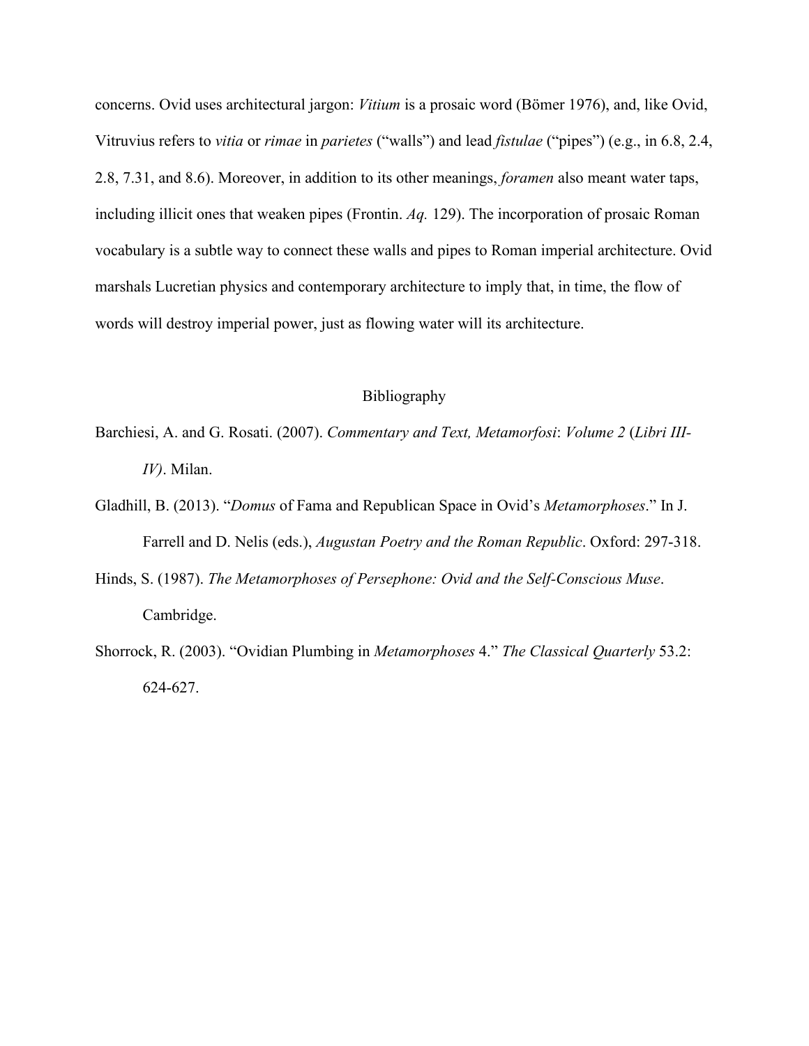concerns. Ovid uses architectural jargon: *Vitium* is a prosaic word (Bömer 1976), and, like Ovid, Vitruvius refers to *vitia* or *rimae* in *parietes* ("walls") and lead *fistulae* ("pipes") (e.g., in 6.8, 2.4, 2.8, 7.31, and 8.6). Moreover, in addition to its other meanings, *foramen* also meant water taps, including illicit ones that weaken pipes (Frontin. *Aq.* 129). The incorporation of prosaic Roman vocabulary is a subtle way to connect these walls and pipes to Roman imperial architecture. Ovid marshals Lucretian physics and contemporary architecture to imply that, in time, the flow of words will destroy imperial power, just as flowing water will its architecture.

## Bibliography

Barchiesi, A. and G. Rosati. (2007). *Commentary and Text, Metamorfosi*: *Volume 2* (*Libri III-IV)*. Milan.

Gladhill, B. (2013). "*Domus* of Fama and Republican Space in Ovid's *Metamorphoses*." In J. Farrell and D. Nelis (eds.), *Augustan Poetry and the Roman Republic*. Oxford: 297-318.

Hinds, S. (1987). *The Metamorphoses of Persephone: Ovid and the Self-Conscious Muse*. Cambridge.

Shorrock, R. (2003). "Ovidian Plumbing in *Metamorphoses* 4." *The Classical Quarterly* 53.2: 624-627.